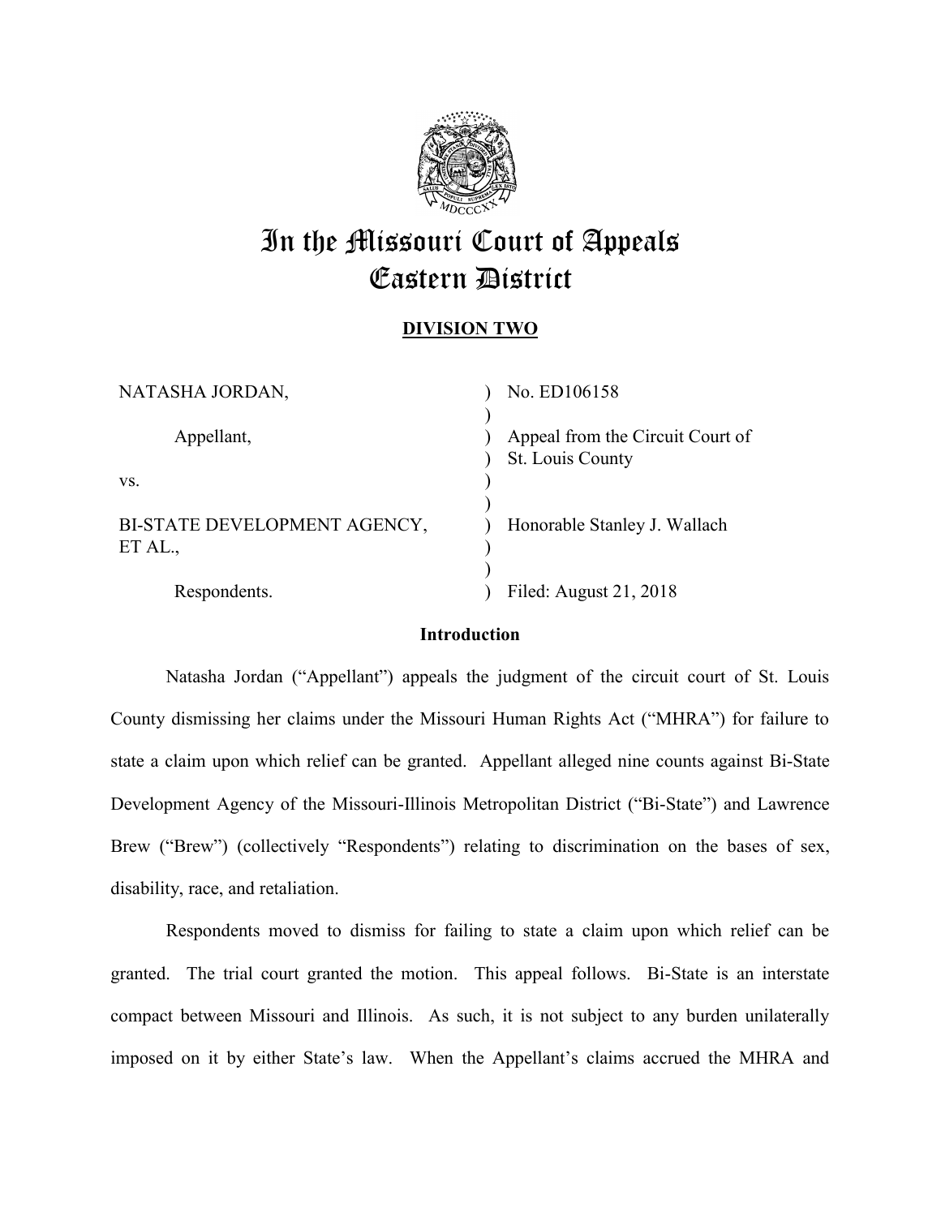# In the Missouri Court of Appeals Eastern District

## DIVISION TWO

| | |
|---|---|
| NATASHA JORDAN, | ) No. ED106158 |
| Appellant, | ) Appeal from the Circuit Court of St. Louis County |
| vs. | ) |
| BI-STATE DEVELOPMENT AGENCY, ET AL., | ) Honorable Stanley J. Wallach |
| Respondents. | ) Filed: August 21, 2018 |

### Introduction

Natasha Jordan ("Appellant") appeals the judgment of the circuit court of St. Louis County dismissing her claims under the Missouri Human Rights Act ("MHRA") for failure to state a claim upon which relief can be granted. Appellant alleged nine counts against Bi-State Development Agency of the Missouri-Illinois Metropolitan District ("Bi-State") and Lawrence Brew ("Brew") (collectively "Respondents") relating to discrimination on the bases of sex, disability, race, and retaliation.

Respondents moved to dismiss for failing to state a claim upon which relief can be granted. The trial court granted the motion. This appeal follows. Bi-State is an interstate compact between Missouri and Illinois. As such, it is not subject to any burden unilaterally imposed on it by either State's law. When the Appellant's claims accrued the MHRA and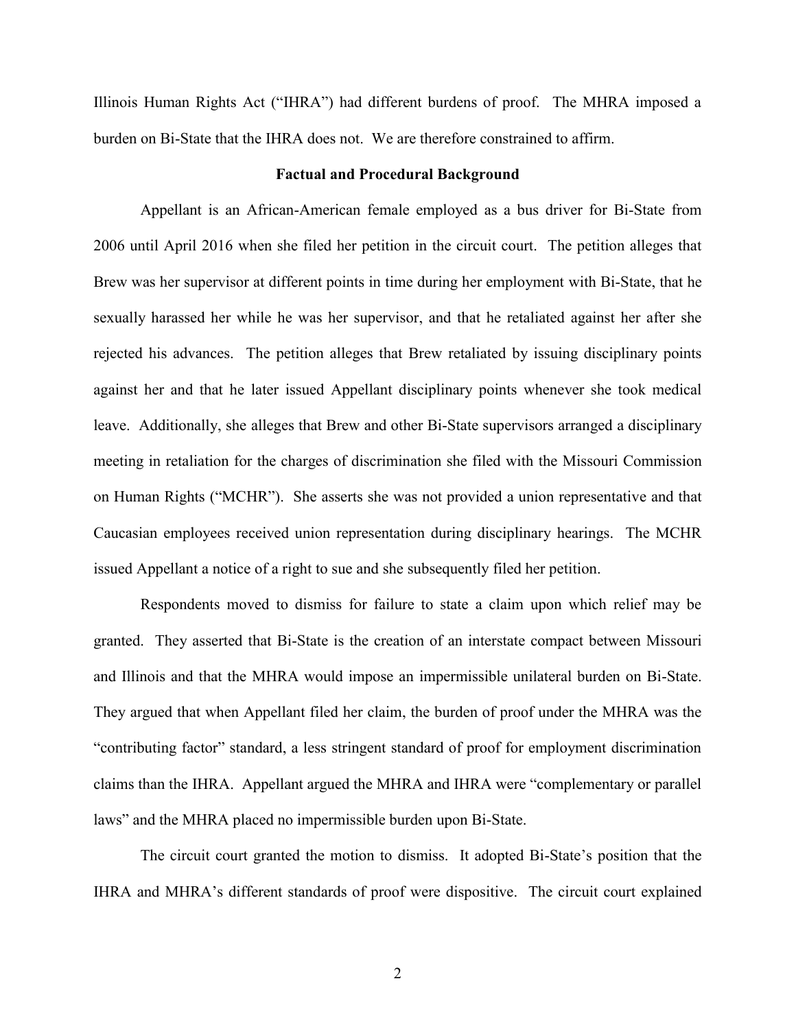Illinois Human Rights Act ("IHRA") had different burdens of proof. The MHRA imposed a burden on Bi-State that the IHRA does not. We are therefore constrained to affirm.

**Factual and Procedural Background**

Appellant is an African-American female employed as a bus driver for Bi-State from 2006 until April 2016 when she filed her petition in the circuit court. The petition alleges that Brew was her supervisor at different points in time during her employment with Bi-State, that he sexually harassed her while he was her supervisor, and that he retaliated against her after she rejected his advances. The petition alleges that Brew retaliated by issuing disciplinary points against her and that he later issued Appellant disciplinary points whenever she took medical leave. Additionally, she alleges that Brew and other Bi-State supervisors arranged a disciplinary meeting in retaliation for the charges of discrimination she filed with the Missouri Commission on Human Rights ("MCHR"). She asserts she was not provided a union representative and that Caucasian employees received union representation during disciplinary hearings. The MCHR issued Appellant a notice of a right to sue and she subsequently filed her petition.

Respondents moved to dismiss for failure to state a claim upon which relief may be granted. They asserted that Bi-State is the creation of an interstate compact between Missouri and Illinois and that the MHRA would impose an impermissible unilateral burden on Bi-State. They argued that when Appellant filed her claim, the burden of proof under the MHRA was the "contributing factor" standard, a less stringent standard of proof for employment discrimination claims than the IHRA. Appellant argued the MHRA and IHRA were "complementary or parallel laws" and the MHRA placed no impermissible burden upon Bi-State.

The circuit court granted the motion to dismiss. It adopted Bi-State's position that the IHRA and MHRA's different standards of proof were dispositive. The circuit court explained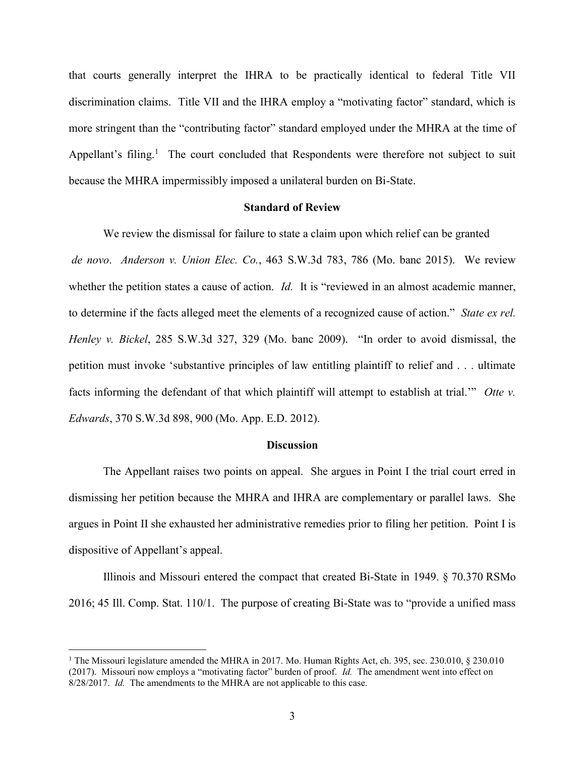that courts generally interpret the IHRA to be practically identical to federal Title VII discrimination claims. Title VII and the IHRA employ a "motivating factor" standard, which is more stringent than the "contributing factor" standard employed under the MHRA at the time of Appellant's filing.[1] The court concluded that Respondents were therefore not subject to suit because the MHRA impermissibly imposed a unilateral burden on Bi-State.

## Standard of Review

We review the dismissal for failure to state a claim upon which relief can be granted *de novo*. *Anderson v. Union Elec. Co.*, 463 S.W.3d 783, 786 (Mo. banc 2015). We review whether the petition states a cause of action. *Id.* It is "reviewed in an almost academic manner, to determine if the facts alleged meet the elements of a recognized cause of action." *State ex rel. Henley v. Bickel*, 285 S.W.3d 327, 329 (Mo. banc 2009). "In order to avoid dismissal, the petition must invoke 'substantive principles of law entitling plaintiff to relief and . . . ultimate facts informing the defendant of that which plaintiff will attempt to establish at trial.'" *Otte v. Edwards*, 370 S.W.3d 898, 900 (Mo. App. E.D. 2012).

## Discussion

The Appellant raises two points on appeal. She argues in Point I the trial court erred in dismissing her petition because the MHRA and IHRA are complementary or parallel laws. She argues in Point II she exhausted her administrative remedies prior to filing her petition. Point I is dispositive of Appellant's appeal.

Illinois and Missouri entered the compact that created Bi-State in 1949. § 70.370 RSMo 2016; 45 Ill. Comp. Stat. 110/1. The purpose of creating Bi-State was to "provide a unified mass

---

[1] The Missouri legislature amended the MHRA in 2017. Mo. Human Rights Act, ch. 395, sec. 230.010, § 230.010 (2017). Missouri now employs a "motivating factor" burden of proof. *Id.* The amendment went into effect on 8/28/2017. *Id.* The amendments to the MHRA are not applicable to this case.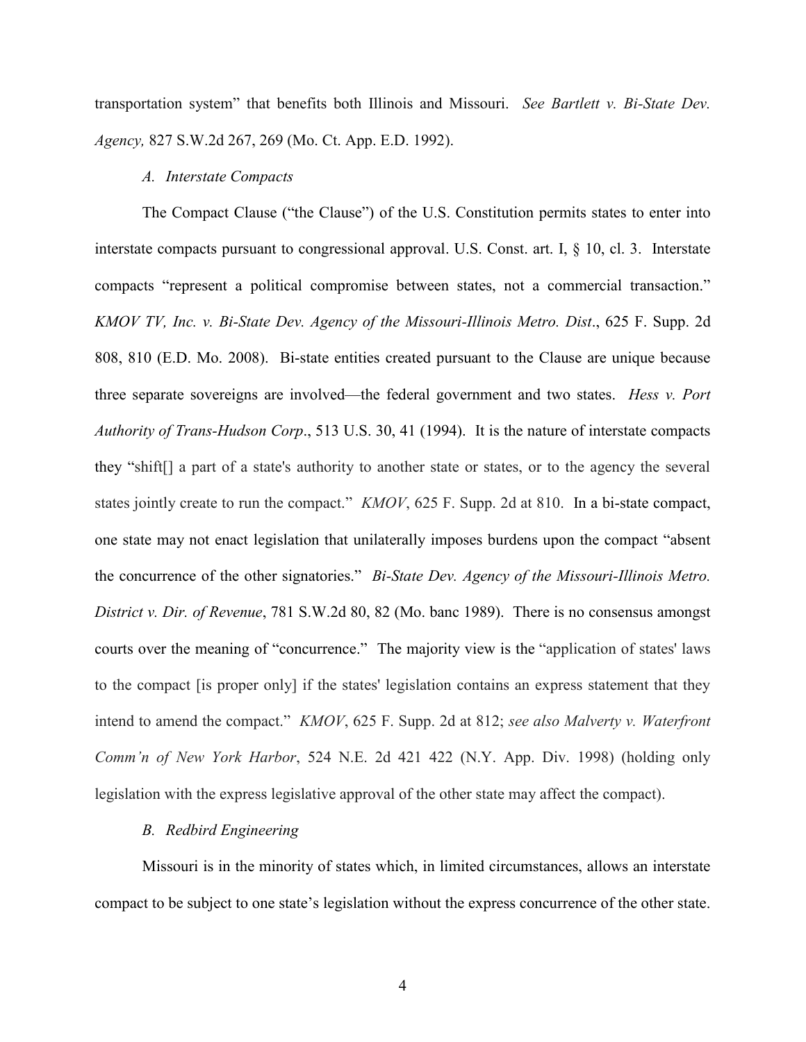transportation system" that benefits both Illinois and Missouri. *See Bartlett v. Bi-State Dev. Agency,* 827 S.W.2d 267, 269 (Mo. Ct. App. E.D. 1992).

*A. Interstate Compacts*

The Compact Clause ("the Clause") of the U.S. Constitution permits states to enter into interstate compacts pursuant to congressional approval. U.S. Const. art. I, § 10, cl. 3. Interstate compacts "represent a political compromise between states, not a commercial transaction." *KMOV TV, Inc. v. Bi-State Dev. Agency of the Missouri-Illinois Metro. Dist*., 625 F. Supp. 2d 808, 810 (E.D. Mo. 2008). Bi-state entities created pursuant to the Clause are unique because three separate sovereigns are involved—the federal government and two states. *Hess v. Port Authority of Trans-Hudson Corp*., 513 U.S. 30, 41 (1994). It is the nature of interstate compacts they "shift[] a part of a state's authority to another state or states, or to the agency the several states jointly create to run the compact." *KMOV*, 625 F. Supp. 2d at 810. In a bi-state compact, one state may not enact legislation that unilaterally imposes burdens upon the compact "absent the concurrence of the other signatories." *Bi-State Dev. Agency of the Missouri-Illinois Metro. District v. Dir. of Revenue*, 781 S.W.2d 80, 82 (Mo. banc 1989). There is no consensus amongst courts over the meaning of "concurrence." The majority view is the "application of states' laws to the compact [is proper only] if the states' legislation contains an express statement that they intend to amend the compact." *KMOV*, 625 F. Supp. 2d at 812; *see also Malverty v. Waterfront Comm'n of New York Harbor*, 524 N.E. 2d 421 422 (N.Y. App. Div. 1998) (holding only legislation with the express legislative approval of the other state may affect the compact).

*B. Redbird Engineering*

Missouri is in the minority of states which, in limited circumstances, allows an interstate compact to be subject to one state's legislation without the express concurrence of the other state.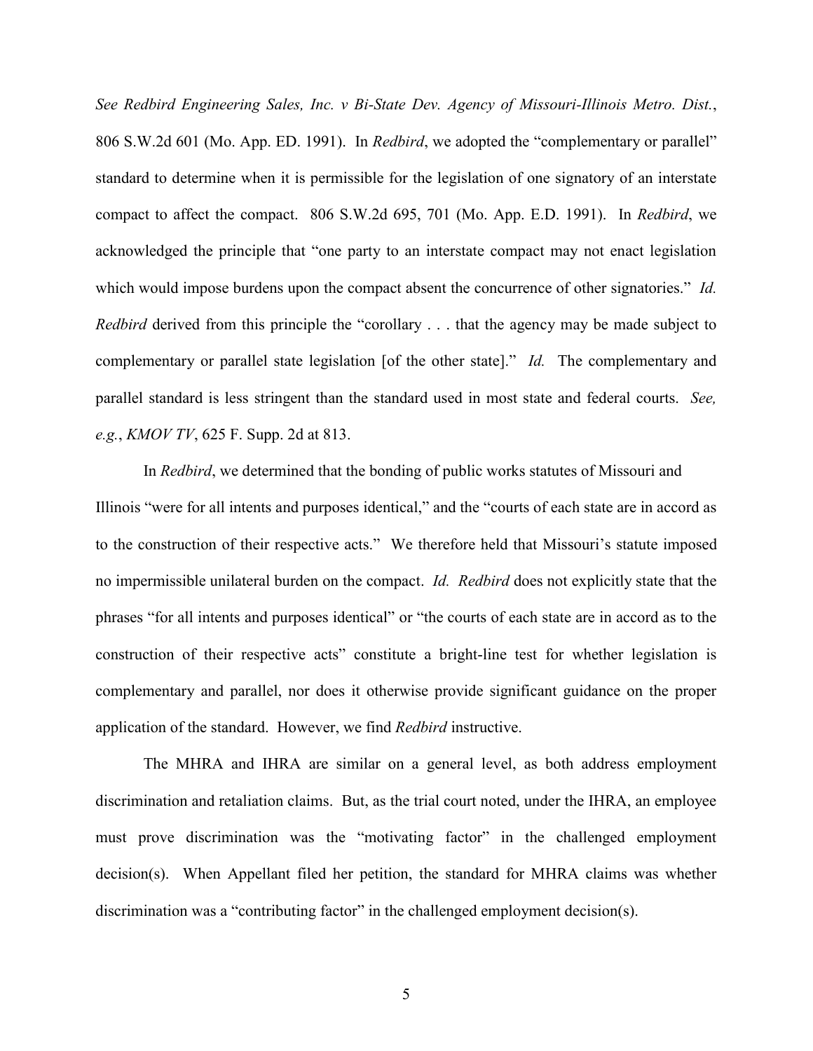*See Redbird Engineering Sales, Inc. v Bi-State Dev. Agency of Missouri-Illinois Metro. Dist.*, 806 S.W.2d 601 (Mo. App. ED. 1991). In *Redbird*, we adopted the "complementary or parallel" standard to determine when it is permissible for the legislation of one signatory of an interstate compact to affect the compact. 806 S.W.2d 695, 701 (Mo. App. E.D. 1991). In *Redbird*, we acknowledged the principle that "one party to an interstate compact may not enact legislation which would impose burdens upon the compact absent the concurrence of other signatories." *Id. Redbird* derived from this principle the "corollary . . . that the agency may be made subject to complementary or parallel state legislation [of the other state]." *Id.* The complementary and parallel standard is less stringent than the standard used in most state and federal courts. *See, e.g.*, *KMOV TV*, 625 F. Supp. 2d at 813.

In *Redbird*, we determined that the bonding of public works statutes of Missouri and Illinois "were for all intents and purposes identical," and the "courts of each state are in accord as to the construction of their respective acts." We therefore held that Missouri's statute imposed no impermissible unilateral burden on the compact. *Id. Redbird* does not explicitly state that the phrases "for all intents and purposes identical" or "the courts of each state are in accord as to the construction of their respective acts" constitute a bright-line test for whether legislation is complementary and parallel, nor does it otherwise provide significant guidance on the proper application of the standard. However, we find *Redbird* instructive.

The MHRA and IHRA are similar on a general level, as both address employment discrimination and retaliation claims. But, as the trial court noted, under the IHRA, an employee must prove discrimination was the "motivating factor" in the challenged employment decision(s). When Appellant filed her petition, the standard for MHRA claims was whether discrimination was a "contributing factor" in the challenged employment decision(s).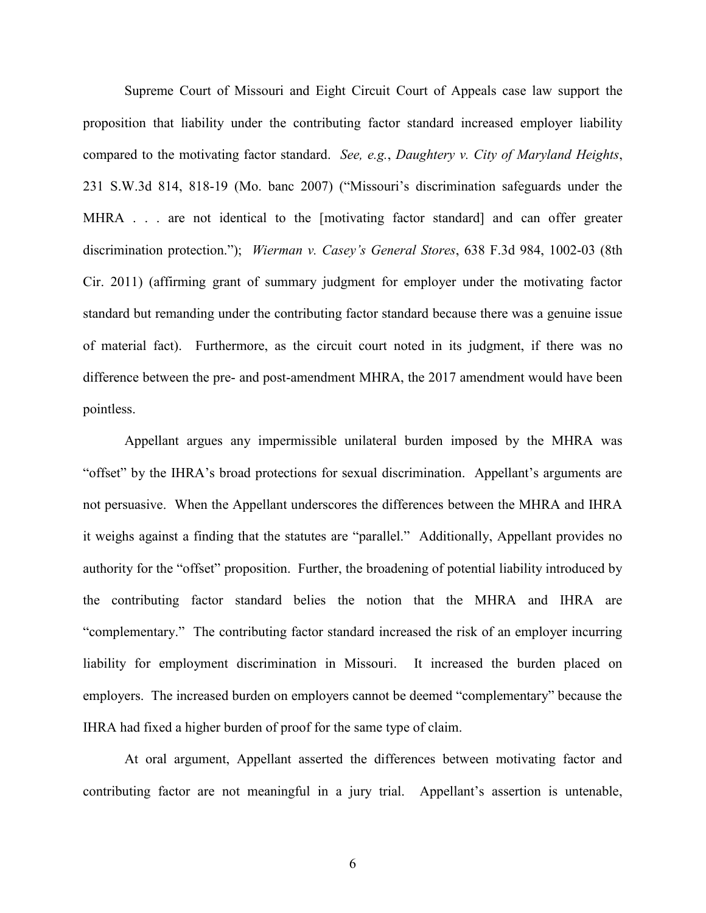Supreme Court of Missouri and Eight Circuit Court of Appeals case law support the proposition that liability under the contributing factor standard increased employer liability compared to the motivating factor standard. *See, e.g.*, *Daughtery v. City of Maryland Heights*, 231 S.W.3d 814, 818-19 (Mo. banc 2007) ("Missouri's discrimination safeguards under the MHRA . . . are not identical to the [motivating factor standard] and can offer greater discrimination protection."); *Wierman v. Casey's General Stores*, 638 F.3d 984, 1002-03 (8th Cir. 2011) (affirming grant of summary judgment for employer under the motivating factor standard but remanding under the contributing factor standard because there was a genuine issue of material fact). Furthermore, as the circuit court noted in its judgment, if there was no difference between the pre- and post-amendment MHRA, the 2017 amendment would have been pointless.

Appellant argues any impermissible unilateral burden imposed by the MHRA was "offset" by the IHRA's broad protections for sexual discrimination. Appellant's arguments are not persuasive. When the Appellant underscores the differences between the MHRA and IHRA it weighs against a finding that the statutes are "parallel." Additionally, Appellant provides no authority for the "offset" proposition. Further, the broadening of potential liability introduced by the contributing factor standard belies the notion that the MHRA and IHRA are "complementary." The contributing factor standard increased the risk of an employer incurring liability for employment discrimination in Missouri. It increased the burden placed on employers. The increased burden on employers cannot be deemed "complementary" because the IHRA had fixed a higher burden of proof for the same type of claim.

At oral argument, Appellant asserted the differences between motivating factor and contributing factor are not meaningful in a jury trial. Appellant's assertion is untenable,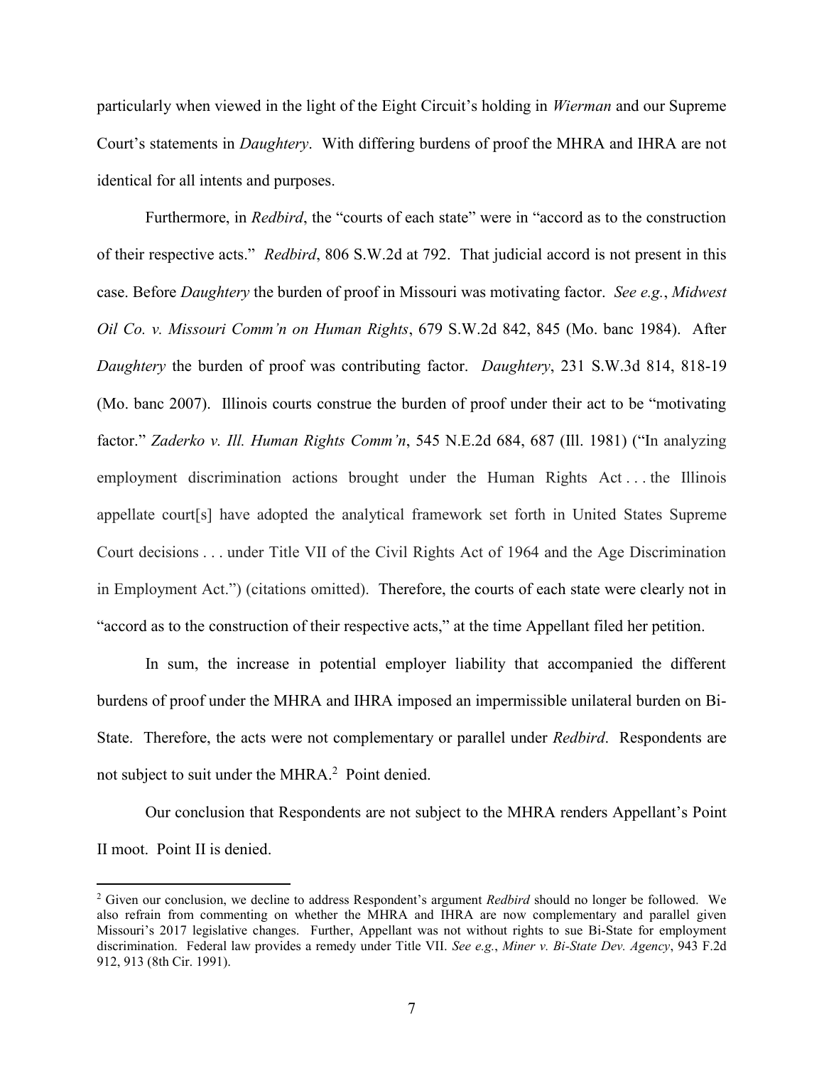particularly when viewed in the light of the Eight Circuit's holding in *Wierman* and our Supreme Court's statements in *Daughtery*. With differing burdens of proof the MHRA and IHRA are not identical for all intents and purposes.

Furthermore, in *Redbird*, the "courts of each state" were in "accord as to the construction of their respective acts." *Redbird*, 806 S.W.2d at 792. That judicial accord is not present in this case. Before *Daughtery* the burden of proof in Missouri was motivating factor. *See e.g.*, *Midwest Oil Co. v. Missouri Comm'n on Human Rights*, 679 S.W.2d 842, 845 (Mo. banc 1984). After *Daughtery* the burden of proof was contributing factor. *Daughtery*, 231 S.W.3d 814, 818-19 (Mo. banc 2007). Illinois courts construe the burden of proof under their act to be "motivating factor." *Zaderko v. Ill. Human Rights Comm'n*, 545 N.E.2d 684, 687 (Ill. 1981) ("In analyzing employment discrimination actions brought under the Human Rights Act . . . the Illinois appellate court[s] have adopted the analytical framework set forth in United States Supreme Court decisions . . . under Title VII of the Civil Rights Act of 1964 and the Age Discrimination in Employment Act.") (citations omitted). Therefore, the courts of each state were clearly not in "accord as to the construction of their respective acts," at the time Appellant filed her petition.

In sum, the increase in potential employer liability that accompanied the different burdens of proof under the MHRA and IHRA imposed an impermissible unilateral burden on Bi-State. Therefore, the acts were not complementary or parallel under *Redbird*. Respondents are not subject to suit under the MHRA.[2] Point denied.

Our conclusion that Respondents are not subject to the MHRA renders Appellant's Point II moot. Point II is denied.

---

[2] Given our conclusion, we decline to address Respondent's argument *Redbird* should no longer be followed. We also refrain from commenting on whether the MHRA and IHRA are now complementary and parallel given Missouri's 2017 legislative changes. Further, Appellant was not without rights to sue Bi-State for employment discrimination. Federal law provides a remedy under Title VII. *See e.g.*, *Miner v. Bi-State Dev. Agency*, 943 F.2d 912, 913 (8th Cir. 1991).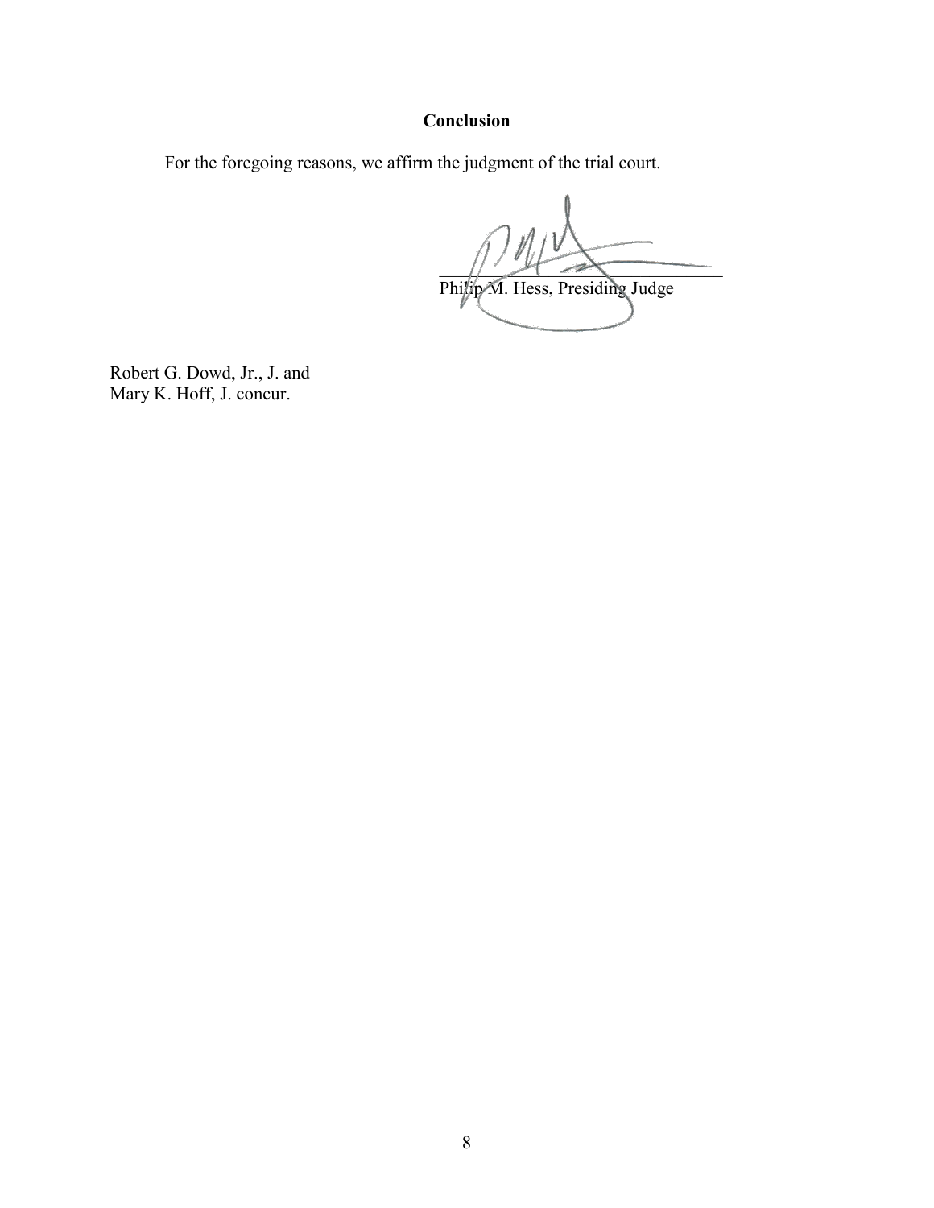**Conclusion**

For the foregoing reasons, we affirm the judgment of the trial court.

Philip M. Hess, Presiding Judge

Robert G. Dowd, Jr., J. and
Mary K. Hoff, J. concur.